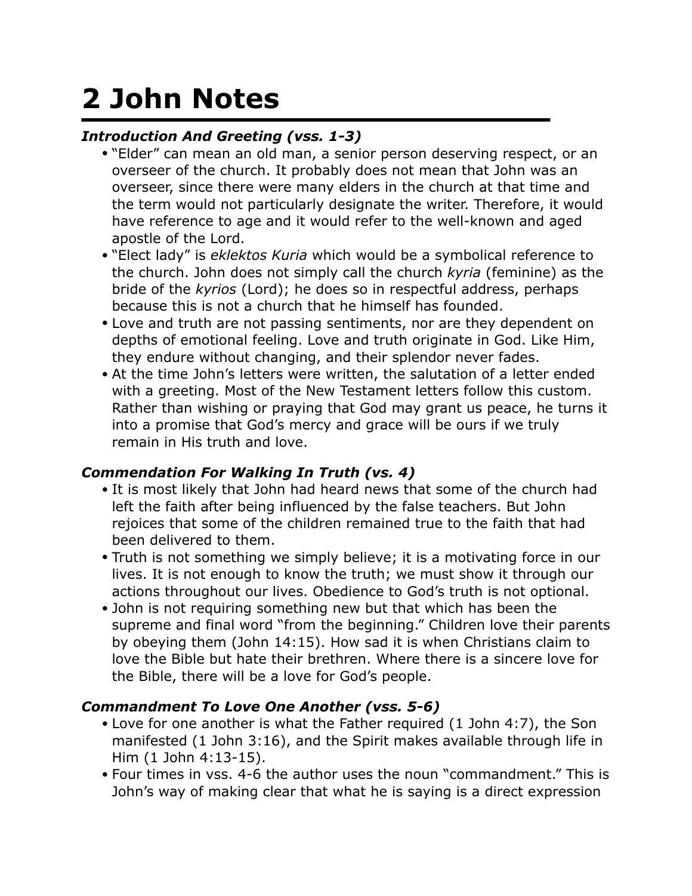# 2 John Notes

***Introduction And Greeting (vss. 1-3)***

- "Elder" can mean an old man, a senior person deserving respect, or an overseer of the church. It probably does not mean that John was an overseer, since there were many elders in the church at that time and the term would not particularly designate the writer. Therefore, it would have reference to age and it would refer to the well-known and aged apostle of the Lord.
- "Elect lady" is *eklektos Kuria* which would be a symbolical reference to the church. John does not simply call the church *kyria* (feminine) as the bride of the *kyrios* (Lord); he does so in respectful address, perhaps because this is not a church that he himself has founded.
- Love and truth are not passing sentiments, nor are they dependent on depths of emotional feeling. Love and truth originate in God. Like Him, they endure without changing, and their splendor never fades.
- At the time John's letters were written, the salutation of a letter ended with a greeting. Most of the New Testament letters follow this custom. Rather than wishing or praying that God may grant us peace, he turns it into a promise that God's mercy and grace will be ours if we truly remain in His truth and love.

***Commendation For Walking In Truth (vs. 4)***

- It is most likely that John had heard news that some of the church had left the faith after being influenced by the false teachers. But John rejoices that some of the children remained true to the faith that had been delivered to them.
- Truth is not something we simply believe; it is a motivating force in our lives. It is not enough to know the truth; we must show it through our actions throughout our lives. Obedience to God's truth is not optional.
- John is not requiring something new but that which has been the supreme and final word "from the beginning." Children love their parents by obeying them (John 14:15). How sad it is when Christians claim to love the Bible but hate their brethren. Where there is a sincere love for the Bible, there will be a love for God's people.

***Commandment To Love One Another (vss. 5-6)***

- Love for one another is what the Father required (1 John 4:7), the Son manifested (1 John 3:16), and the Spirit makes available through life in Him (1 John 4:13-15).
- Four times in vss. 4-6 the author uses the noun "commandment." This is John's way of making clear that what he is saying is a direct expression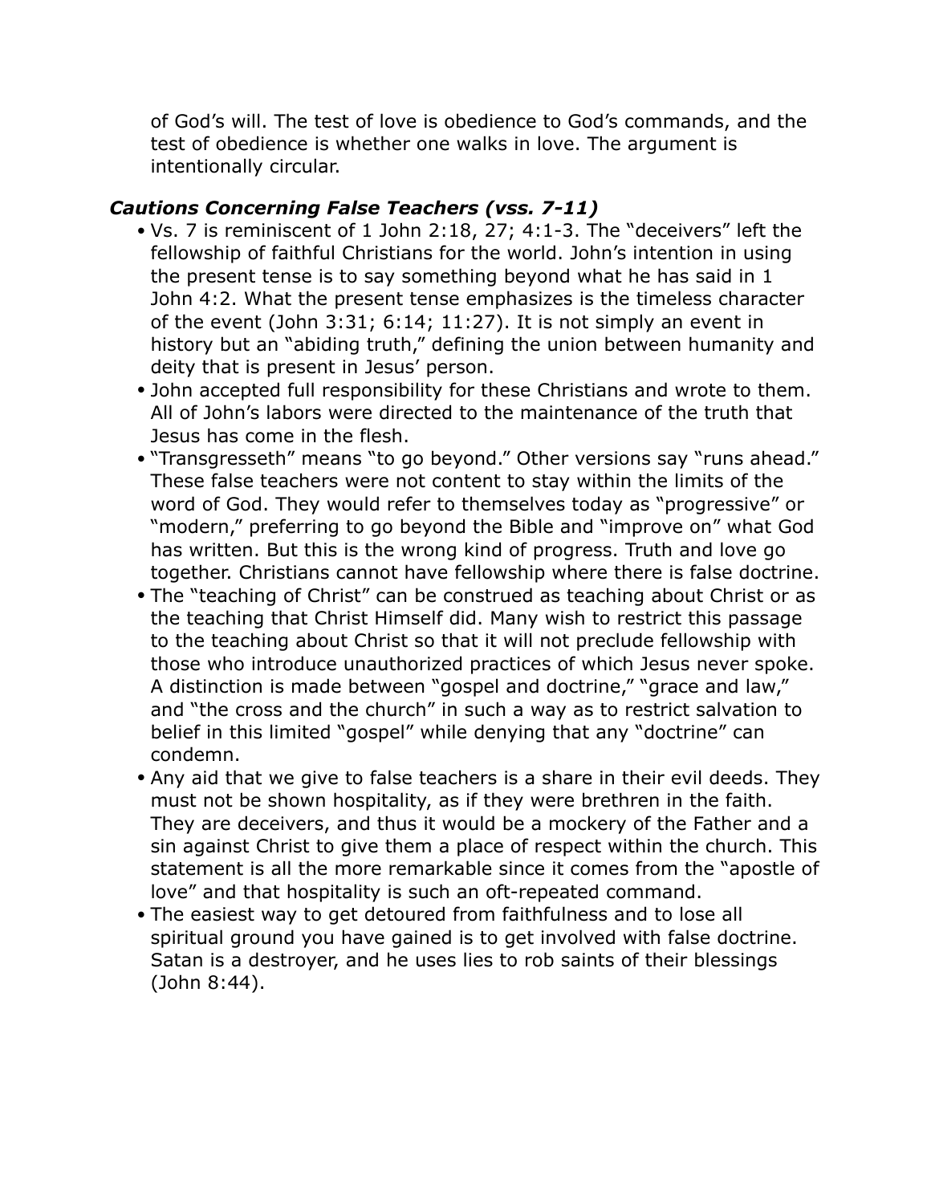of God's will. The test of love is obedience to God's commands, and the test of obedience is whether one walks in love. The argument is intentionally circular.

### *Cautions Concerning False Teachers (vss. 7-11)*

- Vs. 7 is reminiscent of 1 John 2:18, 27; 4:1-3. The "deceivers" left the fellowship of faithful Christians for the world. John's intention in using the present tense is to say something beyond what he has said in 1 John 4:2. What the present tense emphasizes is the timeless character of the event (John 3:31; 6:14; 11:27). It is not simply an event in history but an "abiding truth," defining the union between humanity and deity that is present in Jesus' person.
- John accepted full responsibility for these Christians and wrote to them. All of John's labors were directed to the maintenance of the truth that Jesus has come in the flesh.
- "Transgresseth" means "to go beyond." Other versions say "runs ahead." These false teachers were not content to stay within the limits of the word of God. They would refer to themselves today as "progressive" or "modern," preferring to go beyond the Bible and "improve on" what God has written. But this is the wrong kind of progress. Truth and love go together. Christians cannot have fellowship where there is false doctrine.
- The "teaching of Christ" can be construed as teaching about Christ or as the teaching that Christ Himself did. Many wish to restrict this passage to the teaching about Christ so that it will not preclude fellowship with those who introduce unauthorized practices of which Jesus never spoke. A distinction is made between "gospel and doctrine," "grace and law," and "the cross and the church" in such a way as to restrict salvation to belief in this limited "gospel" while denying that any "doctrine" can condemn.
- Any aid that we give to false teachers is a share in their evil deeds. They must not be shown hospitality, as if they were brethren in the faith. They are deceivers, and thus it would be a mockery of the Father and a sin against Christ to give them a place of respect within the church. This statement is all the more remarkable since it comes from the "apostle of love" and that hospitality is such an oft-repeated command.
- The easiest way to get detoured from faithfulness and to lose all spiritual ground you have gained is to get involved with false doctrine. Satan is a destroyer, and he uses lies to rob saints of their blessings (John 8:44).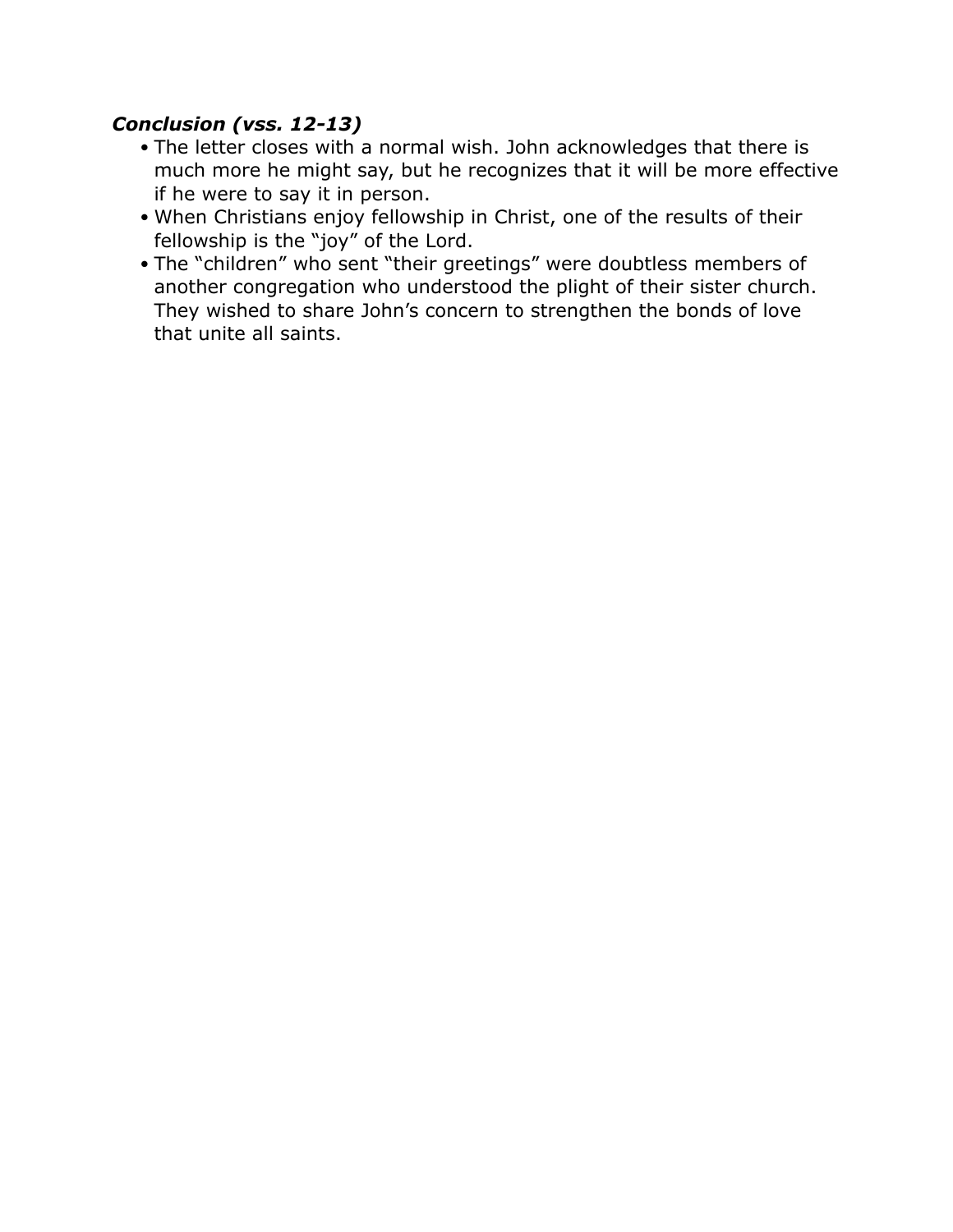***Conclusion (vss. 12-13)***

- The letter closes with a normal wish. John acknowledges that there is much more he might say, but he recognizes that it will be more effective if he were to say it in person.
- When Christians enjoy fellowship in Christ, one of the results of their fellowship is the "joy" of the Lord.
- The "children" who sent "their greetings" were doubtless members of another congregation who understood the plight of their sister church. They wished to share John's concern to strengthen the bonds of love that unite all saints.